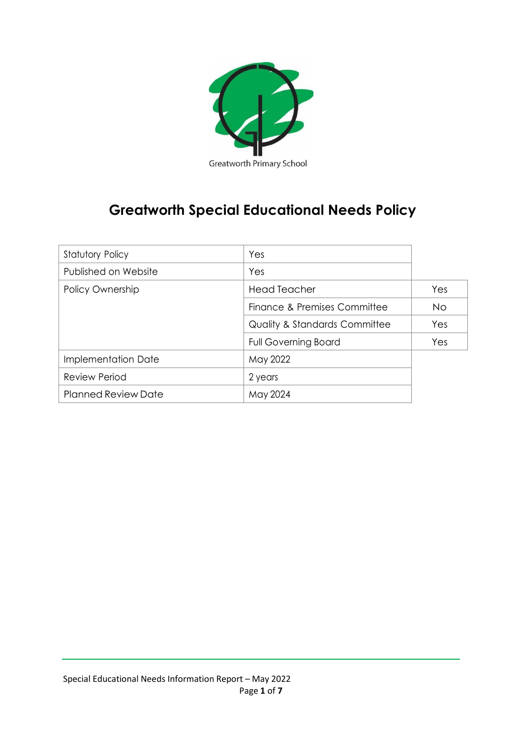Greatworth Primary School

# Greatworth Special Educational Needs Policy

| | | |
|---|---|---|
| Statutory Policy | Yes | |
| Published on Website | Yes | |
| Policy Ownership | Head Teacher | Yes |
| | Finance & Premises Committee | No |
| | Quality & Standards Committee | Yes |
| | Full Governing Board | Yes |
| Implementation Date | May 2022 | |
| Review Period | 2 years | |
| Planned Review Date | May 2024 | |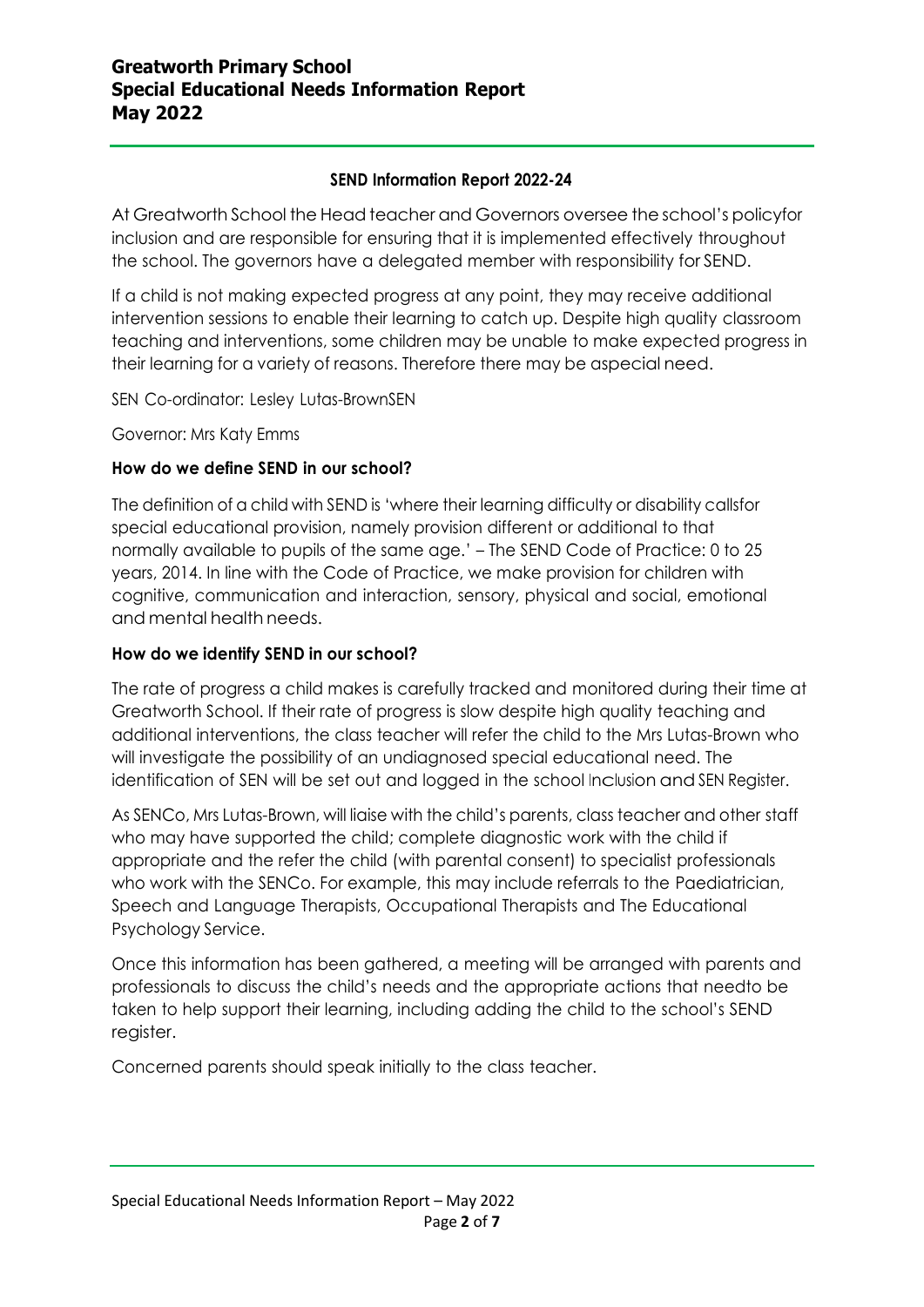## SEND Information Report 2022-24

At Greatworth School the Head teacher and Governors oversee the school's policyfor inclusion and are responsible for ensuring that it is implemented effectively throughout the school. The governors have a delegated member with responsibility for SEND.

If a child is not making expected progress at any point, they may receive additional intervention sessions to enable their learning to catch up. Despite high quality classroom teaching and interventions, some children may be unable to make expected progress in their learning for a variety of reasons. Therefore there may be aspecial need.

SEN Co-ordinator: Lesley Lutas-BrownSEN

Governor: Mrs Katy Emms

### How do we define SEND in our school?

The definition of a child with SEND is 'where their learning difficulty or disability callsfor special educational provision, namely provision different or additional to that normally available to pupils of the same age.' – The SEND Code of Practice: 0 to 25 years, 2014. In line with the Code of Practice, we make provision for children with cognitive, communication and interaction, sensory, physical and social, emotional and mental health needs.

### How do we identify SEND in our school?

The rate of progress a child makes is carefully tracked and monitored during their time at Greatworth School. If their rate of progress is slow despite high quality teaching and additional interventions, the class teacher will refer the child to the Mrs Lutas-Brown who will investigate the possibility of an undiagnosed special educational need. The identification of SEN will be set out and logged in the school Inclusion and SEN Register.

As SENCo, Mrs Lutas-Brown, will liaise with the child's parents, class teacher and other staff who may have supported the child; complete diagnostic work with the child if appropriate and the refer the child (with parental consent) to specialist professionals who work with the SENCo. For example, this may include referrals to the Paediatrician, Speech and Language Therapists, Occupational Therapists and The Educational Psychology Service.

Once this information has been gathered, a meeting will be arranged with parents and professionals to discuss the child's needs and the appropriate actions that needto be taken to help support their learning, including adding the child to the school's SEND register.

Concerned parents should speak initially to the class teacher.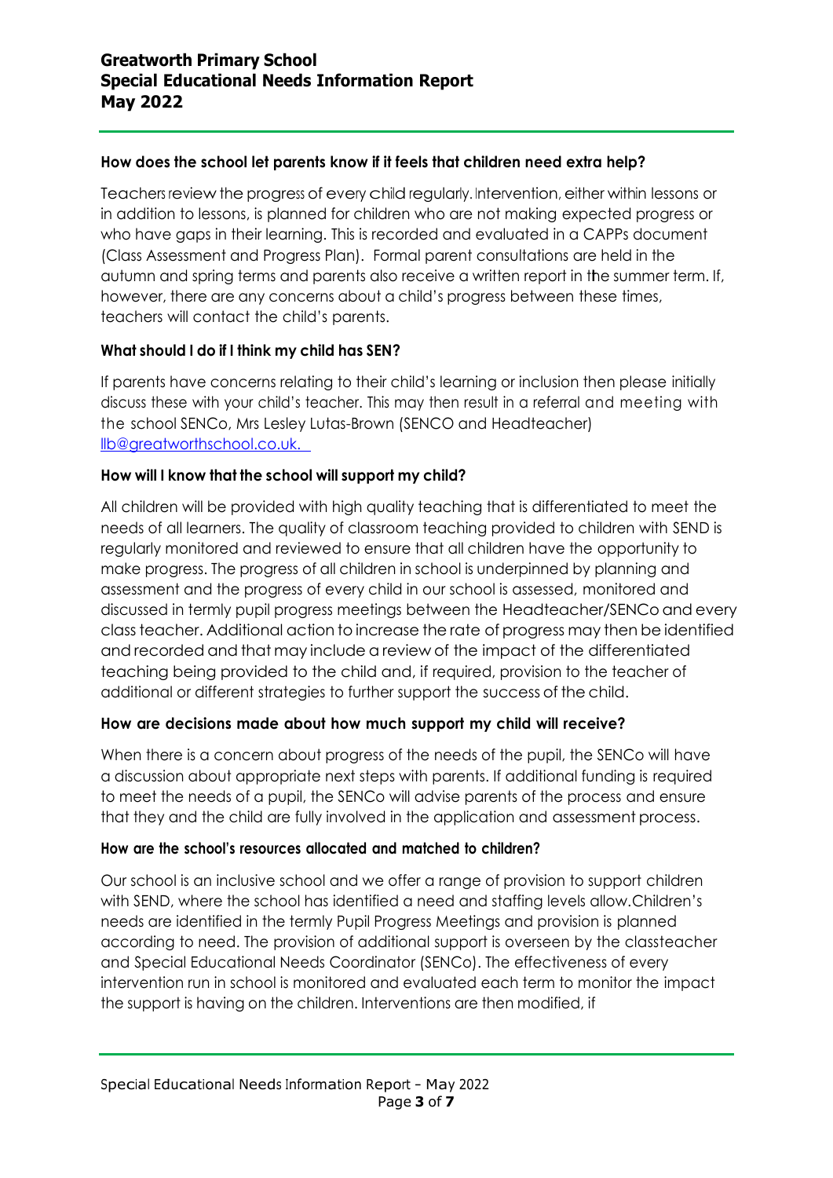**How does the school let parents know if it feels that children need extra help?**

Teachers review the progress of every child regularly. Intervention, either within lessons or in addition to lessons, is planned for children who are not making expected progress or who have gaps in their learning. This is recorded and evaluated in a CAPPs document (Class Assessment and Progress Plan). Formal parent consultations are held in the autumn and spring terms and parents also receive a written report in the summer term. If, however, there are any concerns about a child's progress between these times, teachers will contact the child's parents.

**What should I do if I think my child has SEN?**

If parents have concerns relating to their child's learning or inclusion then please initially discuss these with your child's teacher. This may then result in a referral and meeting with the school SENCo, Mrs Lesley Lutas-Brown (SENCO and Headteacher) llb@greatworthschool.co.uk.

**How will I know that the school will support my child?**

All children will be provided with high quality teaching that is differentiated to meet the needs of all learners. The quality of classroom teaching provided to children with SEND is regularly monitored and reviewed to ensure that all children have the opportunity to make progress. The progress of all children in school is underpinned by planning and assessment and the progress of every child in our school is assessed, monitored and discussed in termly pupil progress meetings between the Headteacher/SENCo and every class teacher. Additional action to increase the rate of progress may then be identified and recorded and that may include a review of the impact of the differentiated teaching being provided to the child and, if required, provision to the teacher of additional or different strategies to further support the success of the child.

**How are decisions made about how much support my child will receive?**

When there is a concern about progress of the needs of the pupil, the SENCo will have a discussion about appropriate next steps with parents. If additional funding is required to meet the needs of a pupil, the SENCo will advise parents of the process and ensure that they and the child are fully involved in the application and assessment process.

**How are the school's resources allocated and matched to children?**

Our school is an inclusive school and we offer a range of provision to support children with SEND, where the school has identified a need and staffing levels allow.Children's needs are identified in the termly Pupil Progress Meetings and provision is planned according to need. The provision of additional support is overseen by the classteacher and Special Educational Needs Coordinator (SENCo). The effectiveness of every intervention run in school is monitored and evaluated each term to monitor the impact the support is having on the children. Interventions are then modified, if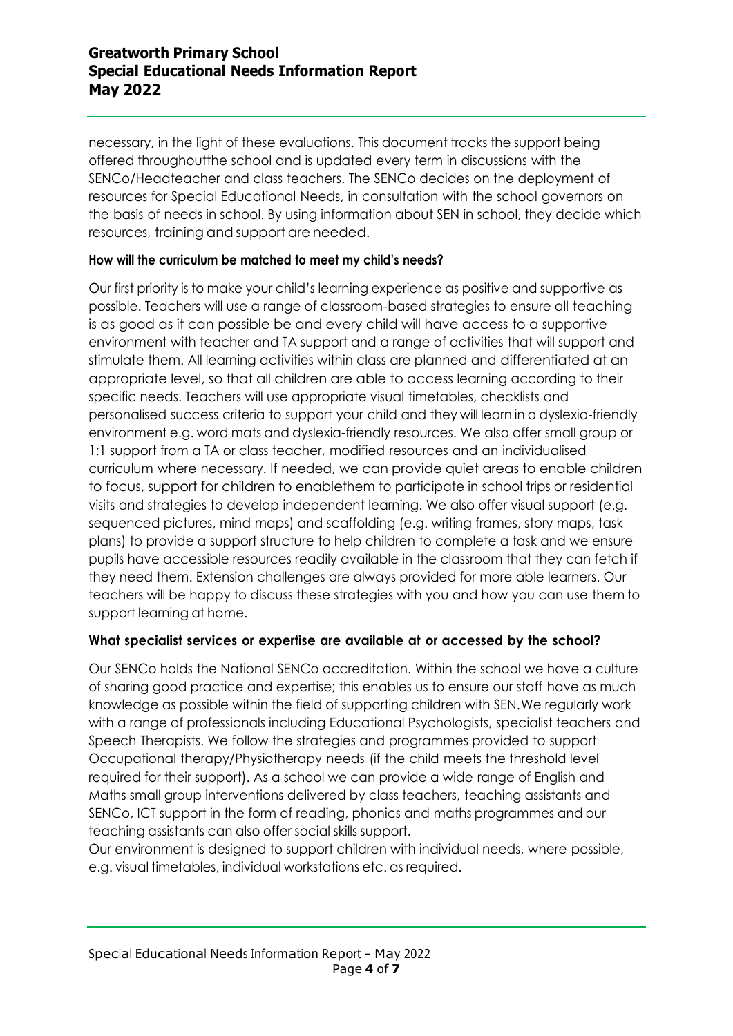necessary, in the light of these evaluations. This document tracks the support being offered throughoutthe school and is updated every term in discussions with the SENCo/Headteacher and class teachers. The SENCo decides on the deployment of resources for Special Educational Needs, in consultation with the school governors on the basis of needs in school. By using information about SEN in school, they decide which resources, training and support are needed.

### How will the curriculum be matched to meet my child's needs?

Our first priority is to make your child's learning experience as positive and supportive as possible. Teachers will use a range of classroom-based strategies to ensure all teaching is as good as it can possible be and every child will have access to a supportive environment with teacher and TA support and a range of activities that will support and stimulate them. All learning activities within class are planned and differentiated at an appropriate level, so that all children are able to access learning according to their specific needs. Teachers will use appropriate visual timetables, checklists and personalised success criteria to support your child and they will learn in a dyslexia-friendly environment e.g. word mats and dyslexia-friendly resources. We also offer small group or 1:1 support from a TA or class teacher, modified resources and an individualised curriculum where necessary. If needed, we can provide quiet areas to enable children to focus, support for children to enablethem to participate in school trips or residential visits and strategies to develop independent learning. We also offer visual support (e.g. sequenced pictures, mind maps) and scaffolding (e.g. writing frames, story maps, task plans) to provide a support structure to help children to complete a task and we ensure pupils have accessible resources readily available in the classroom that they can fetch if they need them. Extension challenges are always provided for more able learners. Our teachers will be happy to discuss these strategies with you and how you can use them to support learning at home.

### What specialist services or expertise are available at or accessed by the school?

Our SENCo holds the National SENCo accreditation. Within the school we have a culture of sharing good practice and expertise; this enables us to ensure our staff have as much knowledge as possible within the field of supporting children with SEN.We regularly work with a range of professionals including Educational Psychologists, specialist teachers and Speech Therapists. We follow the strategies and programmes provided to support Occupational therapy/Physiotherapy needs (if the child meets the threshold level required for their support). As a school we can provide a wide range of English and Maths small group interventions delivered by class teachers, teaching assistants and SENCo, ICT support in the form of reading, phonics and maths programmes and our teaching assistants can also offer social skills support.

Our environment is designed to support children with individual needs, where possible, e.g. visual timetables, individual workstations etc. as required.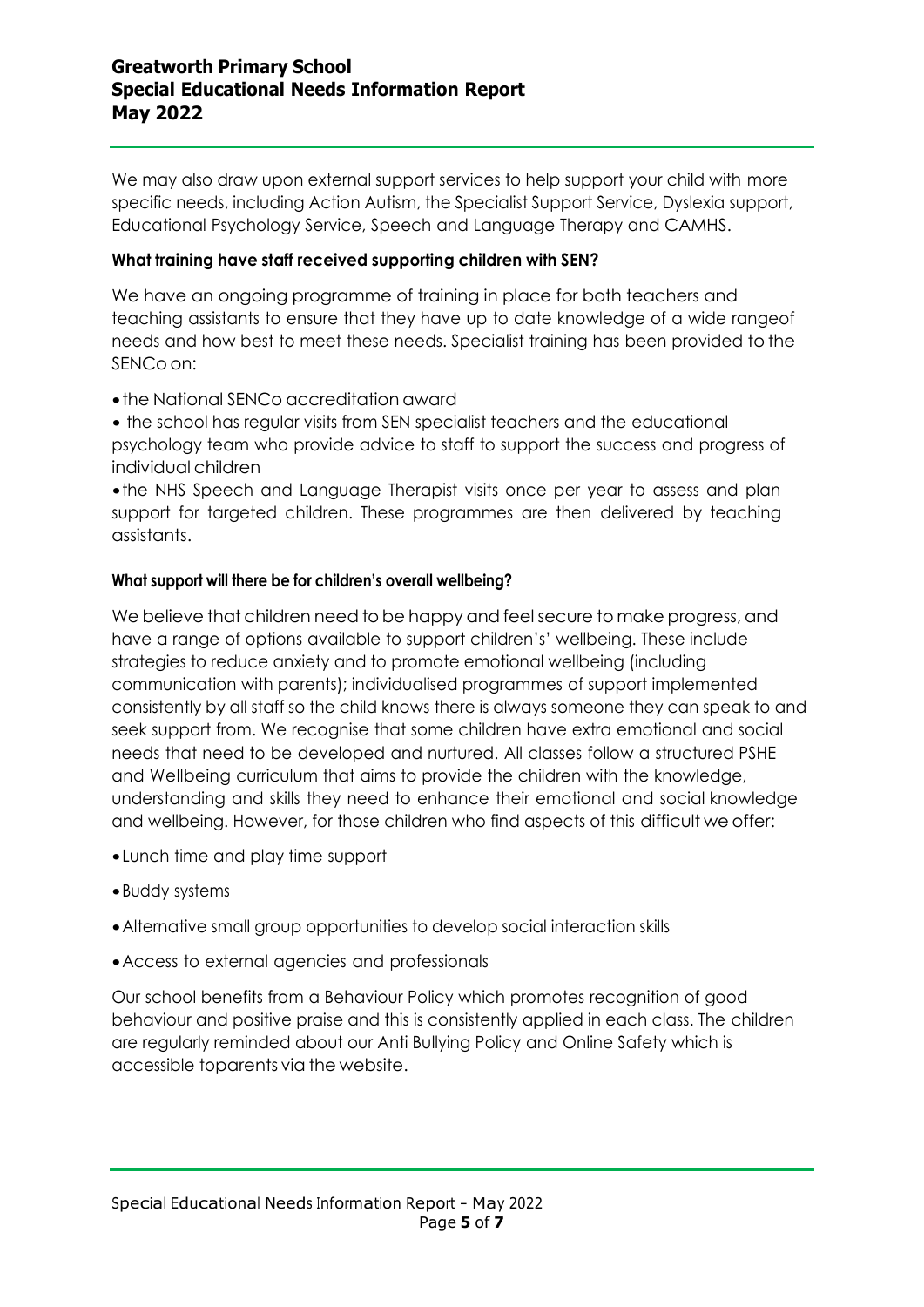We may also draw upon external support services to help support your child with more specific needs, including Action Autism, the Specialist Support Service, Dyslexia support, Educational Psychology Service, Speech and Language Therapy and CAMHS.

#### What training have staff received supporting children with SEN?

We have an ongoing programme of training in place for both teachers and teaching assistants to ensure that they have up to date knowledge of a wide rangeof needs and how best to meet these needs. Specialist training has been provided to the SENCo on:

- the National SENCo accreditation award
- the school has regular visits from SEN specialist teachers and the educational psychology team who provide advice to staff to support the success and progress of individual children
- the NHS Speech and Language Therapist visits once per year to assess and plan support for targeted children. These programmes are then delivered by teaching assistants.

#### What support will there be for children's overall wellbeing?

We believe that children need to be happy and feel secure to make progress, and have a range of options available to support children's' wellbeing. These include strategies to reduce anxiety and to promote emotional wellbeing (including communication with parents); individualised programmes of support implemented consistently by all staff so the child knows there is always someone they can speak to and seek support from. We recognise that some children have extra emotional and social needs that need to be developed and nurtured. All classes follow a structured PSHE and Wellbeing curriculum that aims to provide the children with the knowledge, understanding and skills they need to enhance their emotional and social knowledge and wellbeing. However, for those children who find aspects of this difficult we offer:

- Lunch time and play time support
- Buddy systems
- Alternative small group opportunities to develop social interaction skills
- Access to external agencies and professionals

Our school benefits from a Behaviour Policy which promotes recognition of good behaviour and positive praise and this is consistently applied in each class. The children are regularly reminded about our Anti Bullying Policy and Online Safety which is accessible toparents via the website.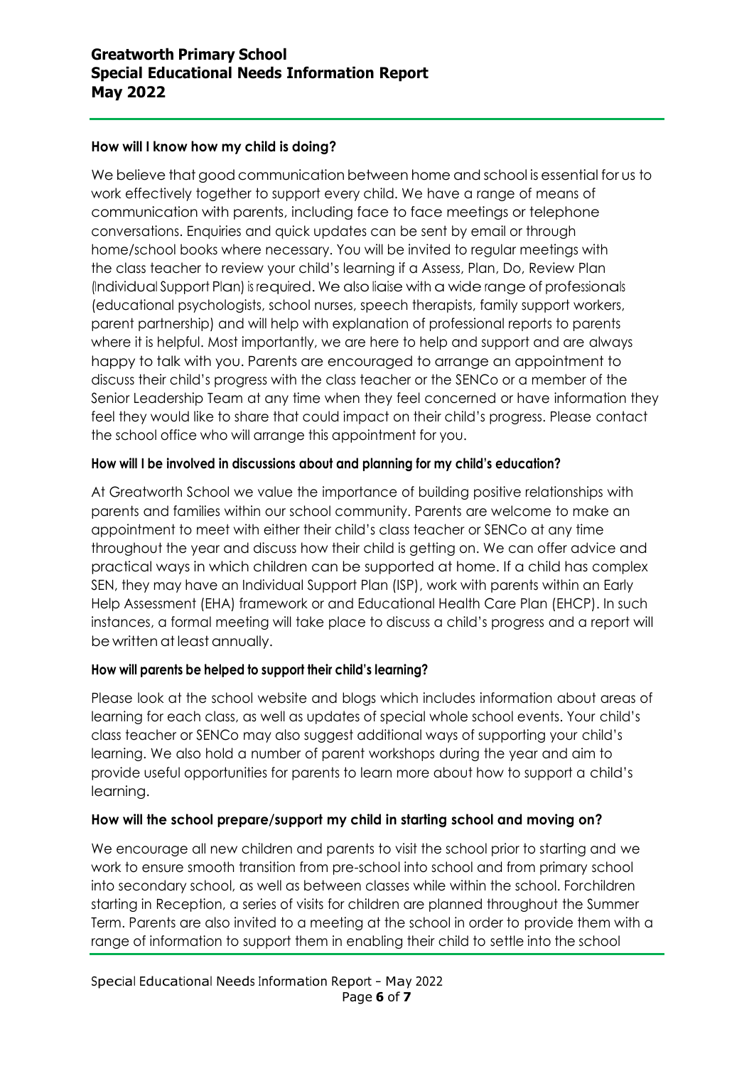### How will I know how my child is doing?

We believe that good communication between home and school is essential for us to work effectively together to support every child. We have a range of means of communication with parents, including face to face meetings or telephone conversations. Enquiries and quick updates can be sent by email or through home/school books where necessary. You will be invited to regular meetings with the class teacher to review your child's learning if a Assess, Plan, Do, Review Plan (Individual Support Plan) is required. We also liaise with a wide range of professionals (educational psychologists, school nurses, speech therapists, family support workers, parent partnership) and will help with explanation of professional reports to parents where it is helpful. Most importantly, we are here to help and support and are always happy to talk with you. Parents are encouraged to arrange an appointment to discuss their child's progress with the class teacher or the SENCo or a member of the Senior Leadership Team at any time when they feel concerned or have information they feel they would like to share that could impact on their child's progress. Please contact the school office who will arrange this appointment for you.

### How will I be involved in discussions about and planning for my child's education?

At Greatworth School we value the importance of building positive relationships with parents and families within our school community. Parents are welcome to make an appointment to meet with either their child's class teacher or SENCo at any time throughout the year and discuss how their child is getting on. We can offer advice and practical ways in which children can be supported at home. If a child has complex SEN, they may have an Individual Support Plan (ISP), work with parents within an Early Help Assessment (EHA) framework or and Educational Health Care Plan (EHCP). In such instances, a formal meeting will take place to discuss a child's progress and a report will be written at least annually.

### How will parents be helped to support their child's learning?

Please look at the school website and blogs which includes information about areas of learning for each class, as well as updates of special whole school events. Your child's class teacher or SENCo may also suggest additional ways of supporting your child's learning. We also hold a number of parent workshops during the year and aim to provide useful opportunities for parents to learn more about how to support a child's learning.

### How will the school prepare/support my child in starting school and moving on?

We encourage all new children and parents to visit the school prior to starting and we work to ensure smooth transition from pre-school into school and from primary school into secondary school, as well as between classes while within the school. Forchildren starting in Reception, a series of visits for children are planned throughout the Summer Term. Parents are also invited to a meeting at the school in order to provide them with a range of information to support them in enabling their child to settle into the school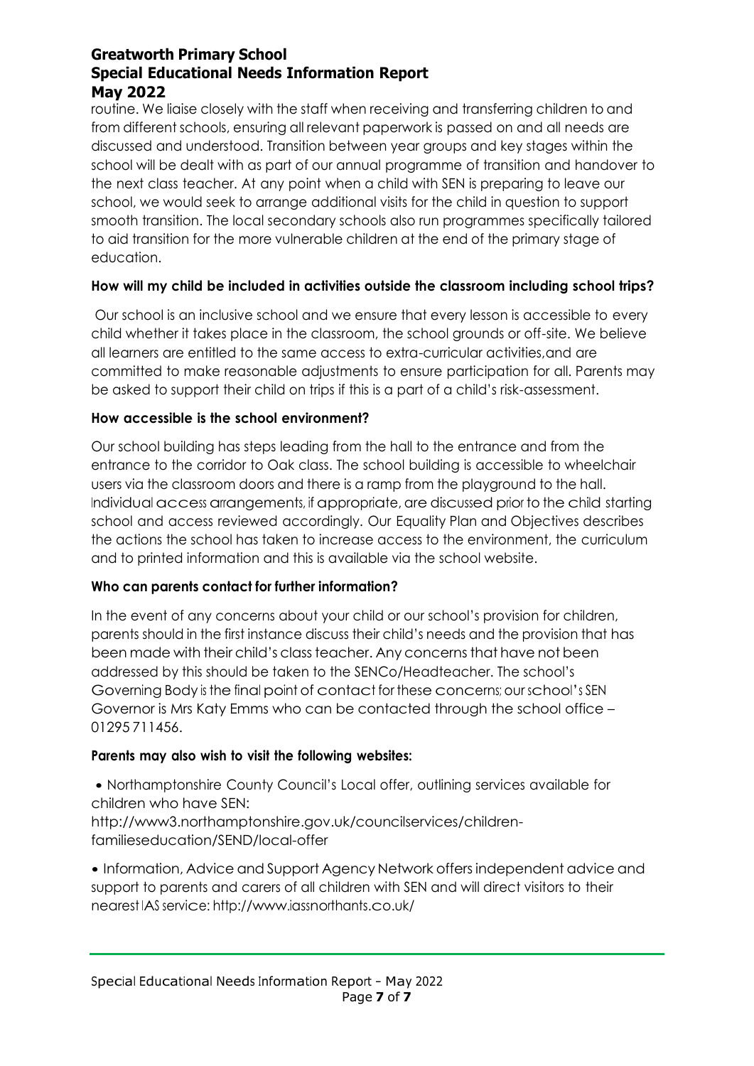routine. We liaise closely with the staff when receiving and transferring children to and from different schools, ensuring all relevant paperwork is passed on and all needs are discussed and understood. Transition between year groups and key stages within the school will be dealt with as part of our annual programme of transition and handover to the next class teacher. At any point when a child with SEN is preparing to leave our school, we would seek to arrange additional visits for the child in question to support smooth transition. The local secondary schools also run programmes specifically tailored to aid transition for the more vulnerable children at the end of the primary stage of education.

**How will my child be included in activities outside the classroom including school trips?**

Our school is an inclusive school and we ensure that every lesson is accessible to every child whether it takes place in the classroom, the school grounds or off-site. We believe all learners are entitled to the same access to extra-curricular activities,and are committed to make reasonable adjustments to ensure participation for all. Parents may be asked to support their child on trips if this is a part of a child's risk-assessment.

**How accessible is the school environment?**

Our school building has steps leading from the hall to the entrance and from the entrance to the corridor to Oak class. The school building is accessible to wheelchair users via the classroom doors and there is a ramp from the playground to the hall. Individual access arrangements, if appropriate, are discussed prior to the child starting school and access reviewed accordingly. Our Equality Plan and Objectives describes the actions the school has taken to increase access to the environment, the curriculum and to printed information and this is available via the school website.

**Who can parents contact for further information?**

In the event of any concerns about your child or our school's provision for children, parents should in the first instance discuss their child's needs and the provision that has been made with their child's class teacher. Any concerns that have not been addressed by this should be taken to the SENCo/Headteacher. The school's Governing Body is the final point of contact for these concerns; our school's SEN Governor is Mrs Katy Emms who can be contacted through the school office – 01295 711456.

**Parents may also wish to visit the following websites:**

- Northamptonshire County Council's Local offer, outlining services available for children who have SEN: http://www3.northamptonshire.gov.uk/councilservices/children-familieseducation/SEND/local-offer
- Information, Advice and Support Agency Network offers independent advice and support to parents and carers of all children with SEN and will direct visitors to their nearest IAS service: http://www.iassnorthants.co.uk/